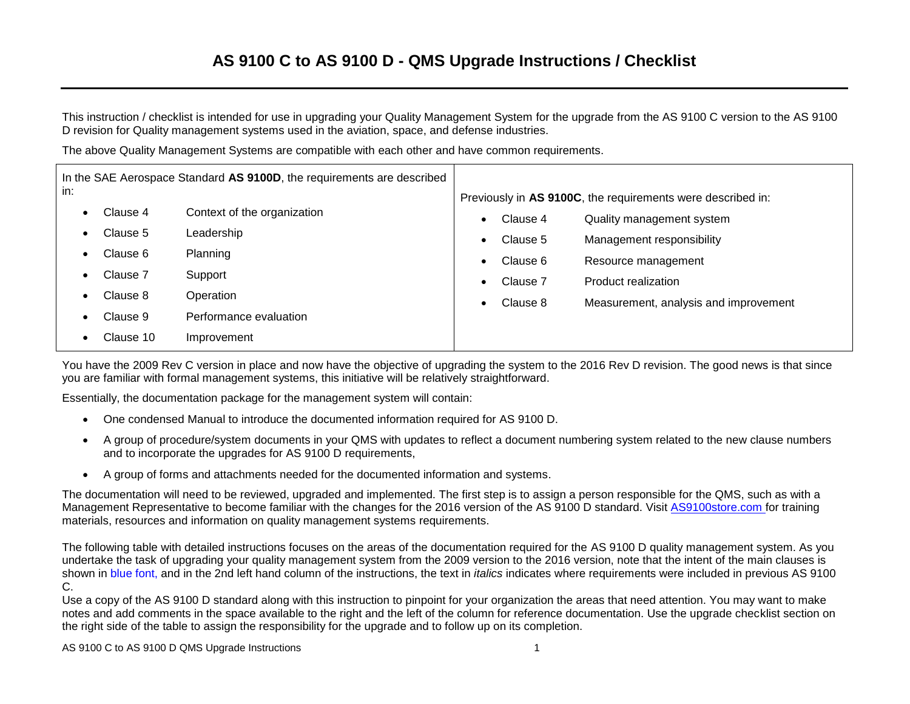# AS 9100 C to AS 9100 D - QMS Upgrade Instructions / Checklist

This instruction / checklist is intended for use in upgrading your Quality Management System for the upgrade from the AS 9100 C version to the AS 9100 D revision for Quality management systems used in the aviation, space, and defense industries.

The above Quality Management Systems are compatible with each other and have common requirements.

| In the SAE Aerospace Standard **AS 9100D**, the requirements are described in: | Previously in **AS 9100C**, the requirements were described in: |
|---|---|
| • Clause 4 Context of the organization<br>• Clause 5 Leadership<br>• Clause 6 Planning<br>• Clause 7 Support<br>• Clause 8 Operation<br>• Clause 9 Performance evaluation<br>• Clause 10 Improvement | • Clause 4 Quality management system<br>• Clause 5 Management responsibility<br>• Clause 6 Resource management<br>• Clause 7 Product realization<br>• Clause 8 Measurement, analysis and improvement |

You have the 2009 Rev C version in place and now have the objective of upgrading the system to the 2016 Rev D revision. The good news is that since you are familiar with formal management systems, this initiative will be relatively straightforward.

Essentially, the documentation package for the management system will contain:

- One condensed Manual to introduce the documented information required for AS 9100 D.
- A group of procedure/system documents in your QMS with updates to reflect a document numbering system related to the new clause numbers and to incorporate the upgrades for AS 9100 D requirements,
- A group of forms and attachments needed for the documented information and systems.

The documentation will need to be reviewed, upgraded and implemented. The first step is to assign a person responsible for the QMS, such as with a Management Representative to become familiar with the changes for the 2016 version of the AS 9100 D standard. Visit AS9100store.com for training materials, resources and information on quality management systems requirements.

The following table with detailed instructions focuses on the areas of the documentation required for the AS 9100 D quality management system. As you undertake the task of upgrading your quality management system from the 2009 version to the 2016 version, note that the intent of the main clauses is shown in blue font, and in the 2nd left hand column of the instructions, the text in *italics* indicates where requirements were included in previous AS 9100 C.

Use a copy of the AS 9100 D standard along with this instruction to pinpoint for your organization the areas that need attention. You may want to make notes and add comments in the space available to the right and the left of the column for reference documentation. Use the upgrade checklist section on the right side of the table to assign the responsibility for the upgrade and to follow up on its completion.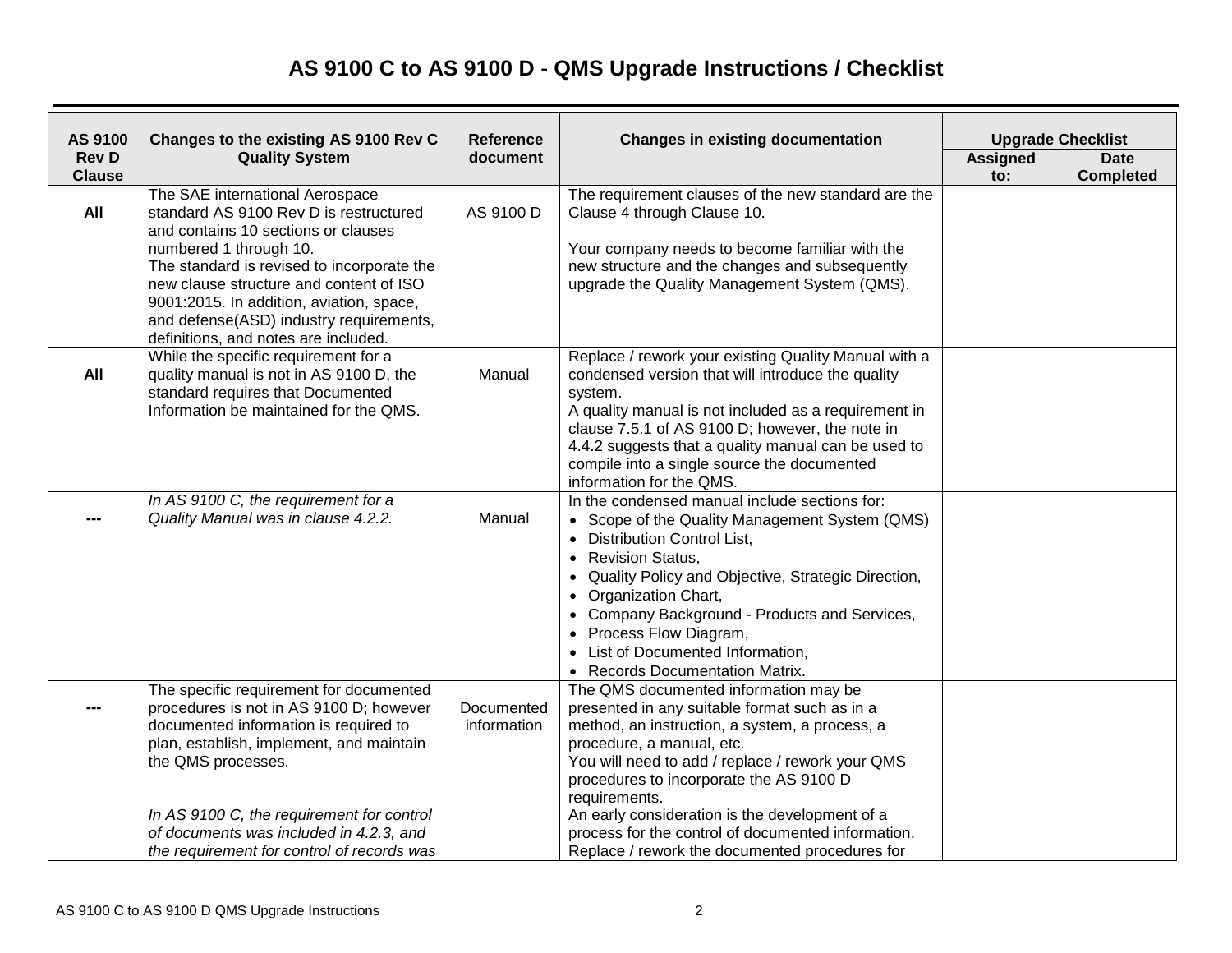# AS 9100 C to AS 9100 D - QMS Upgrade Instructions / Checklist

| AS 9100 Rev D Clause | Changes to the existing AS 9100 Rev C Quality System | Reference document | Changes in existing documentation | Upgrade Checklist | |
|---|---|---|---|---|---|
| | | | | Assigned to: | Date Completed |
| **All** | The SAE international Aerospace standard AS 9100 Rev D is restructured and contains 10 sections or clauses numbered 1 through 10. The standard is revised to incorporate the new clause structure and content of ISO 9001:2015. In addition, aviation, space, and defense(ASD) industry requirements, definitions, and notes are included. | AS 9100 D | The requirement clauses of the new standard are the Clause 4 through Clause 10. <br><br> Your company needs to become familiar with the new structure and the changes and subsequently upgrade the Quality Management System (QMS). | | |
| **All** | While the specific requirement for a quality manual is not in AS 9100 D, the standard requires that Documented Information be maintained for the QMS. | Manual | Replace / rework your existing Quality Manual with a condensed version that will introduce the quality system. <br> A quality manual is not included as a requirement in clause 7.5.1 of AS 9100 D; however, the note in 4.4.2 suggests that a quality manual can be used to compile into a single source the documented information for the QMS. | | |
| **---** | *In AS 9100 C, the requirement for a Quality Manual was in clause 4.2.2.* | Manual | In the condensed manual include sections for: <br> • Scope of the Quality Management System (QMS) <br> • Distribution Control List, <br> • Revision Status, <br> • Quality Policy and Objective, Strategic Direction, <br> • Organization Chart, <br> • Company Background - Products and Services, <br> • Process Flow Diagram, <br> • List of Documented Information, <br> • Records Documentation Matrix. | | |
| **---** | The specific requirement for documented procedures is not in AS 9100 D; however documented information is required to plan, establish, implement, and maintain the QMS processes. <br><br> *In AS 9100 C, the requirement for control of documents was included in 4.2.3, and the requirement for control of records was* | Documented information | The QMS documented information may be presented in any suitable format such as in a method, an instruction, a system, a process, a procedure, a manual, etc. <br> You will need to add / replace / rework your QMS procedures to incorporate the AS 9100 D requirements. <br> An early consideration is the development of a process for the control of documented information. <br> Replace / rework the documented procedures for | | |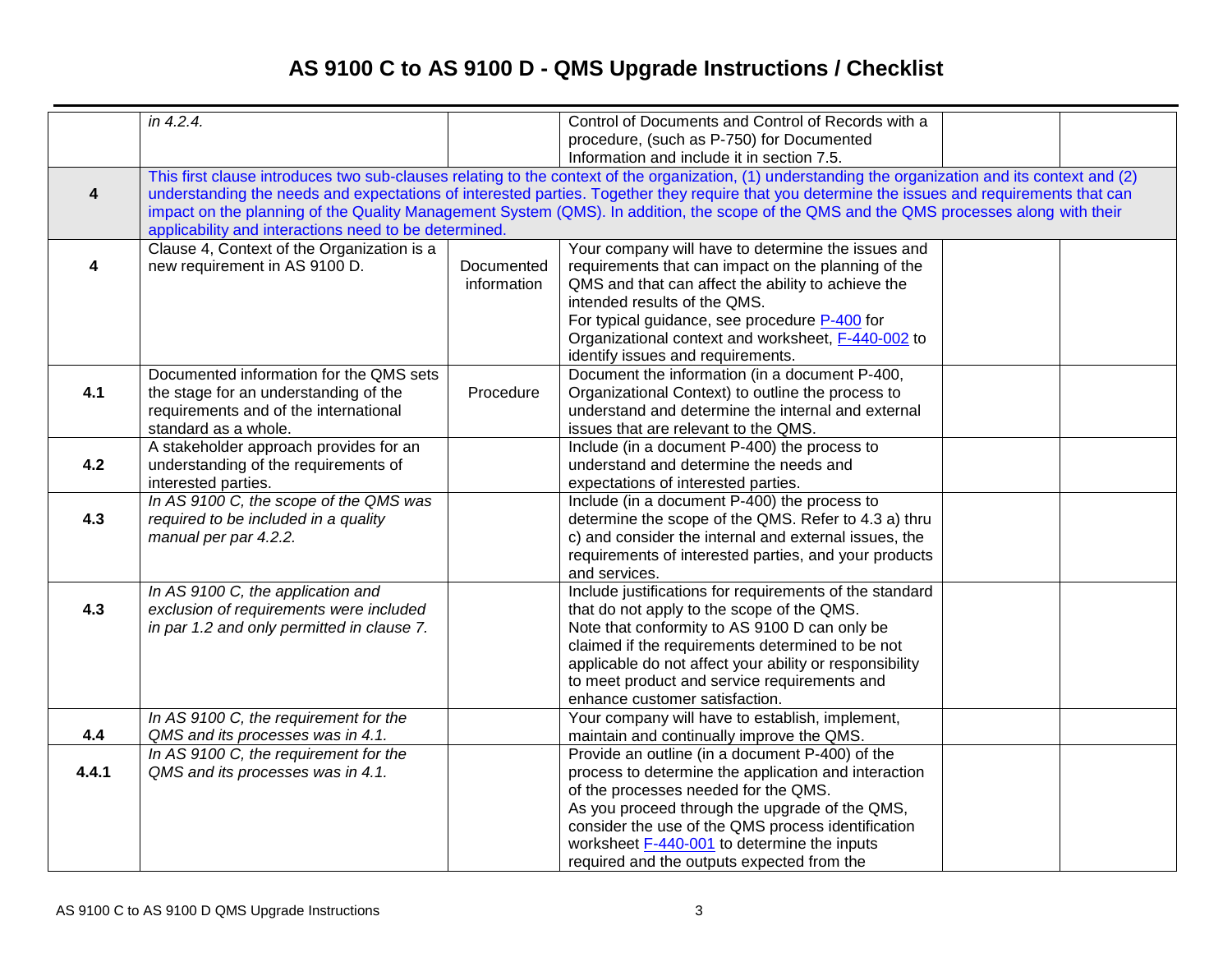# AS 9100 C to AS 9100 D - QMS Upgrade Instructions / Checklist

| | | | | | |
|---|---|---|---|---|---|
| | *in 4.2.4.* | | Control of Documents and Control of Records with a procedure, (such as P-750) for Documented Information and include it in section 7.5. | | |
| **4** | This first clause introduces two sub-clauses relating to the context of the organization, (1) understanding the organization and its context and (2) understanding the needs and expectations of interested parties. Together they require that you determine the issues and requirements that can impact on the planning of the Quality Management System (QMS). In addition, the scope of the QMS and the QMS processes along with their applicability and interactions need to be determined. | | | | |
| **4** | Clause 4, Context of the Organization is a new requirement in AS 9100 D. | Documented information | Your company will have to determine the issues and requirements that can impact on the planning of the QMS and that can affect the ability to achieve the intended results of the QMS. For typical guidance, see procedure P-400 for Organizational context and worksheet, F-440-002 to identify issues and requirements. | | |
| **4.1** | Documented information for the QMS sets the stage for an understanding of the requirements and of the international standard as a whole. | Procedure | Document the information (in a document P-400, Organizational Context) to outline the process to understand and determine the internal and external issues that are relevant to the QMS. | | |
| **4.2** | A stakeholder approach provides for an understanding of the requirements of interested parties. | | Include (in a document P-400) the process to understand and determine the needs and expectations of interested parties. | | |
| **4.3** | *In AS 9100 C, the scope of the QMS was required to be included in a quality manual per par 4.2.2.* | | Include (in a document P-400) the process to determine the scope of the QMS. Refer to 4.3 a) thru c) and consider the internal and external issues, the requirements of interested parties, and your products and services. | | |
| **4.3** | *In AS 9100 C, the application and exclusion of requirements were included in par 1.2 and only permitted in clause 7.* | | Include justifications for requirements of the standard that do not apply to the scope of the QMS. Note that conformity to AS 9100 D can only be claimed if the requirements determined to be not applicable do not affect your ability or responsibility to meet product and service requirements and enhance customer satisfaction. | | |
| **4.4** | *In AS 9100 C, the requirement for the QMS and its processes was in 4.1.* | | Your company will have to establish, implement, maintain and continually improve the QMS. | | |
| **4.4.1** | *In AS 9100 C, the requirement for the QMS and its processes was in 4.1.* | | Provide an outline (in a document P-400) of the process to determine the application and interaction of the processes needed for the QMS. As you proceed through the upgrade of the QMS, consider the use of the QMS process identification worksheet F-440-001 to determine the inputs required and the outputs expected from the | | |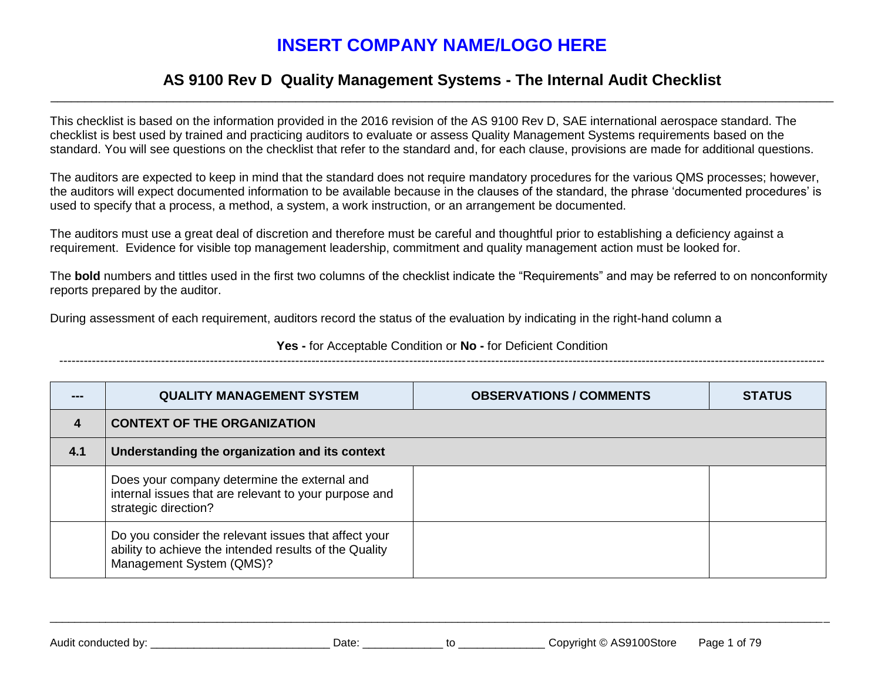# INSERT COMPANY NAME/LOGO HERE

## AS 9100 Rev D Quality Management Systems - The Internal Audit Checklist

This checklist is based on the information provided in the 2016 revision of the AS 9100 Rev D, SAE international aerospace standard. The checklist is best used by trained and practicing auditors to evaluate or assess Quality Management Systems requirements based on the standard. You will see questions on the checklist that refer to the standard and, for each clause, provisions are made for additional questions.

The auditors are expected to keep in mind that the standard does not require mandatory procedures for the various QMS processes; however, the auditors will expect documented information to be available because in the clauses of the standard, the phrase 'documented procedures' is used to specify that a process, a method, a system, a work instruction, or an arrangement be documented.

The auditors must use a great deal of discretion and therefore must be careful and thoughtful prior to establishing a deficiency against a requirement. Evidence for visible top management leadership, commitment and quality management action must be looked for.

The **bold** numbers and tittles used in the first two columns of the checklist indicate the "Requirements" and may be referred to on nonconformity reports prepared by the auditor.

During assessment of each requirement, auditors record the status of the evaluation by indicating in the right-hand column a

**Yes -** for Acceptable Condition or **No -** for Deficient Condition

| --- | QUALITY MANAGEMENT SYSTEM | OBSERVATIONS / COMMENTS | STATUS |
|---|---|---|---|
| **4** | **CONTEXT OF THE ORGANIZATION** | | |
| **4.1** | **Understanding the organization and its context** | | |
| | Does your company determine the external and internal issues that are relevant to your purpose and strategic direction? | | |
| | Do you consider the relevant issues that affect your ability to achieve the intended results of the Quality Management System (QMS)? | | |

Audit conducted by: ____________________________ Date: ____________ to _____________ Copyright © AS9100Store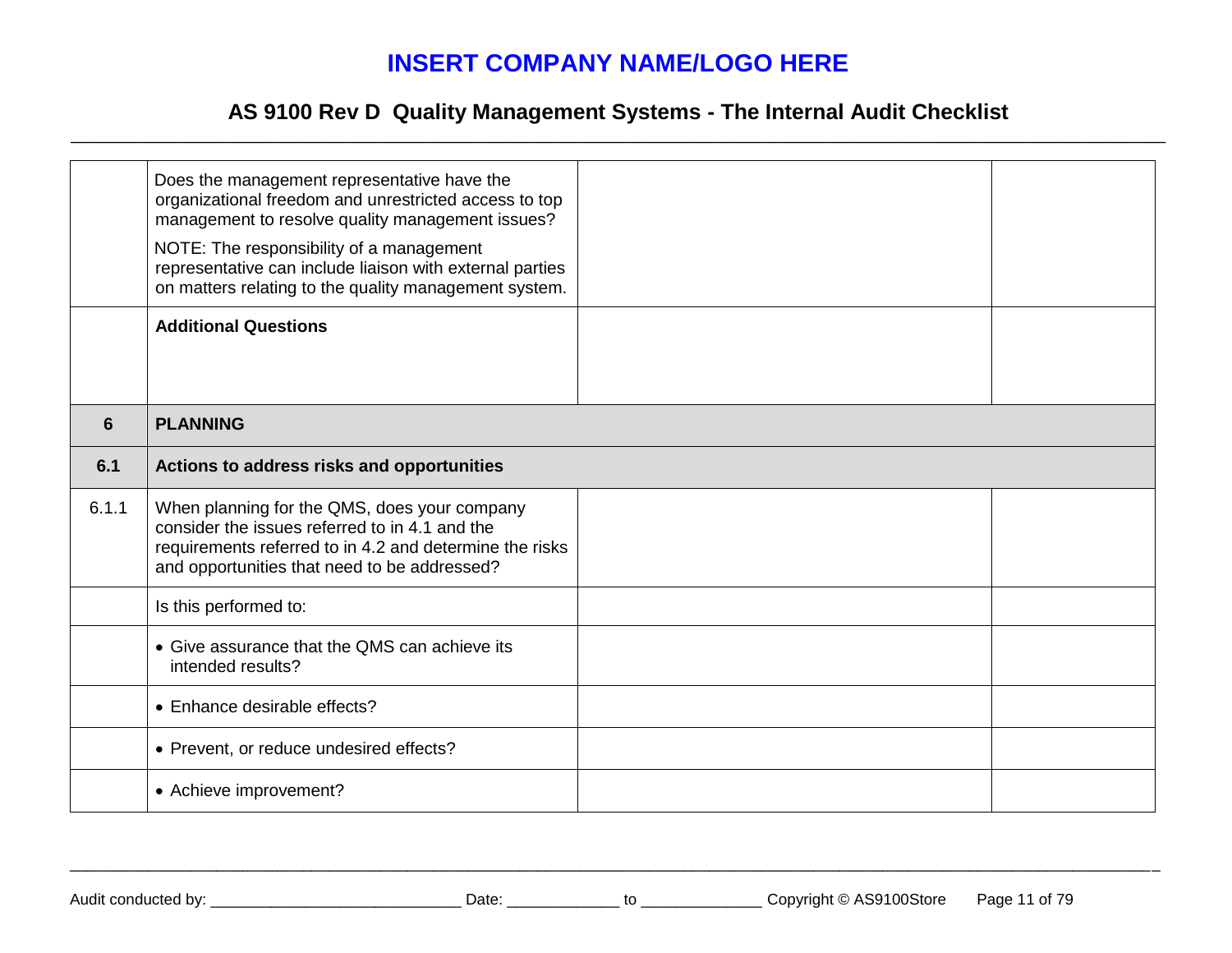| | | | |
|---|---|---|---|
| | Does the management representative have the organizational freedom and unrestricted access to top management to resolve quality management issues?<br>NOTE: The responsibility of a management representative can include liaison with external parties on matters relating to the quality management system. | | |
| | **Additional Questions** | | |
| **6** | **PLANNING** | | |
| **6.1** | **Actions to address risks and opportunities** | | |
| 6.1.1 | When planning for the QMS, does your company consider the issues referred to in 4.1 and the requirements referred to in 4.2 and determine the risks and opportunities that need to be addressed? | | |
| | Is this performed to: | | |
| | • Give assurance that the QMS can achieve its intended results? | | |
| | • Enhance desirable effects? | | |
| | • Prevent, or reduce undesired effects? | | |
| | • Achieve improvement? | | |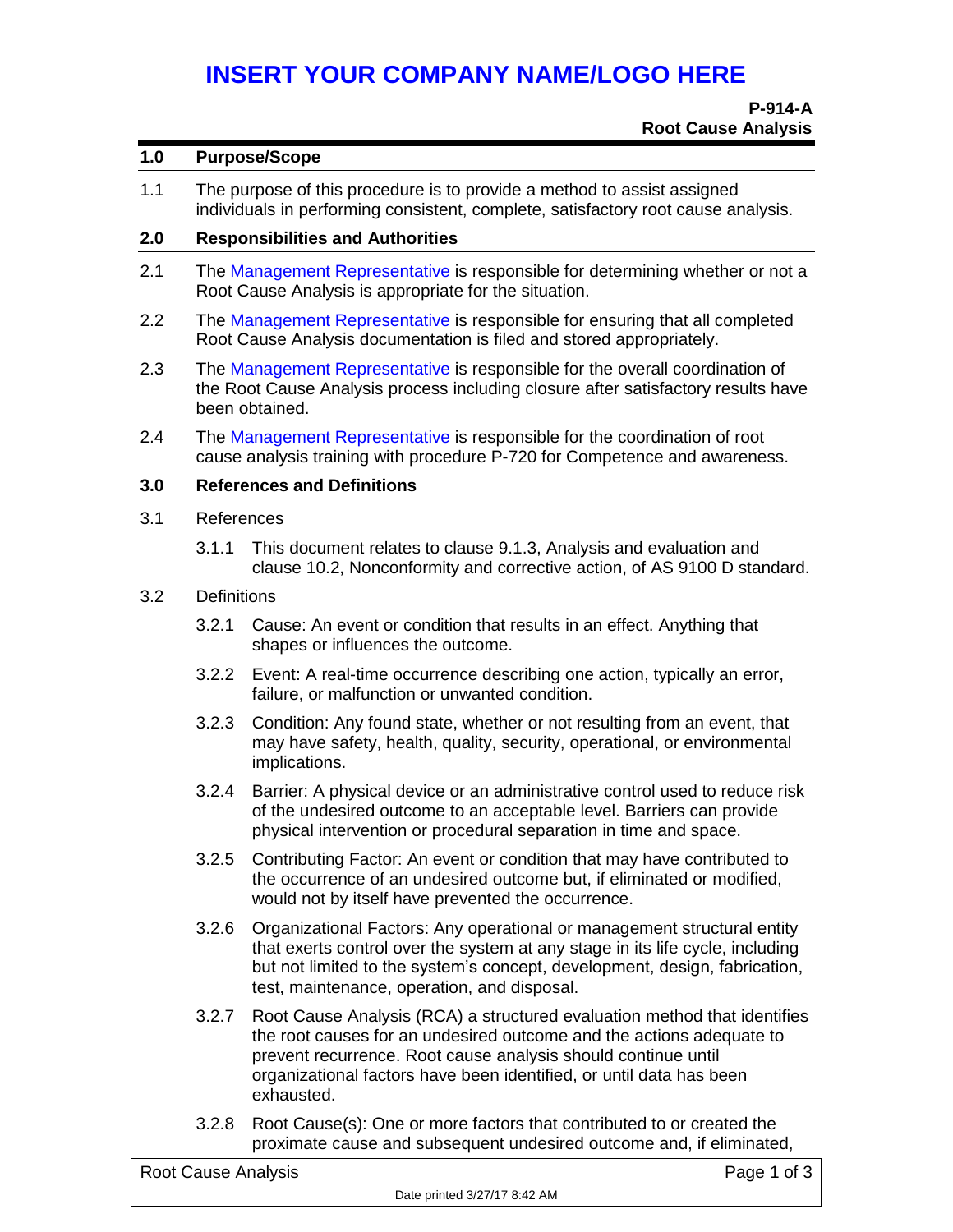# INSERT YOUR COMPANY NAME/LOGO HERE

**P-914-A**
**Root Cause Analysis**

## 1.0 Purpose/Scope

1.1 The purpose of this procedure is to provide a method to assist assigned individuals in performing consistent, complete, satisfactory root cause analysis.

## 2.0 Responsibilities and Authorities

2.1 The Management Representative is responsible for determining whether or not a Root Cause Analysis is appropriate for the situation.

2.2 The Management Representative is responsible for ensuring that all completed Root Cause Analysis documentation is filed and stored appropriately.

2.3 The Management Representative is responsible for the overall coordination of the Root Cause Analysis process including closure after satisfactory results have been obtained.

2.4 The Management Representative is responsible for the coordination of root cause analysis training with procedure P-720 for Competence and awareness.

## 3.0 References and Definitions

3.1 References

3.1.1 This document relates to clause 9.1.3, Analysis and evaluation and clause 10.2, Nonconformity and corrective action, of AS 9100 D standard.

3.2 Definitions

3.2.1 Cause: An event or condition that results in an effect. Anything that shapes or influences the outcome.

3.2.2 Event: A real-time occurrence describing one action, typically an error, failure, or malfunction or unwanted condition.

3.2.3 Condition: Any found state, whether or not resulting from an event, that may have safety, health, quality, security, operational, or environmental implications.

3.2.4 Barrier: A physical device or an administrative control used to reduce risk of the undesired outcome to an acceptable level. Barriers can provide physical intervention or procedural separation in time and space.

3.2.5 Contributing Factor: An event or condition that may have contributed to the occurrence of an undesired outcome but, if eliminated or modified, would not by itself have prevented the occurrence.

3.2.6 Organizational Factors: Any operational or management structural entity that exerts control over the system at any stage in its life cycle, including but not limited to the system's concept, development, design, fabrication, test, maintenance, operation, and disposal.

3.2.7 Root Cause Analysis (RCA) a structured evaluation method that identifies the root causes for an undesired outcome and the actions adequate to prevent recurrence. Root cause analysis should continue until organizational factors have been identified, or until data has been exhausted.

3.2.8 Root Cause(s): One or more factors that contributed to or created the proximate cause and subsequent undesired outcome and, if eliminated,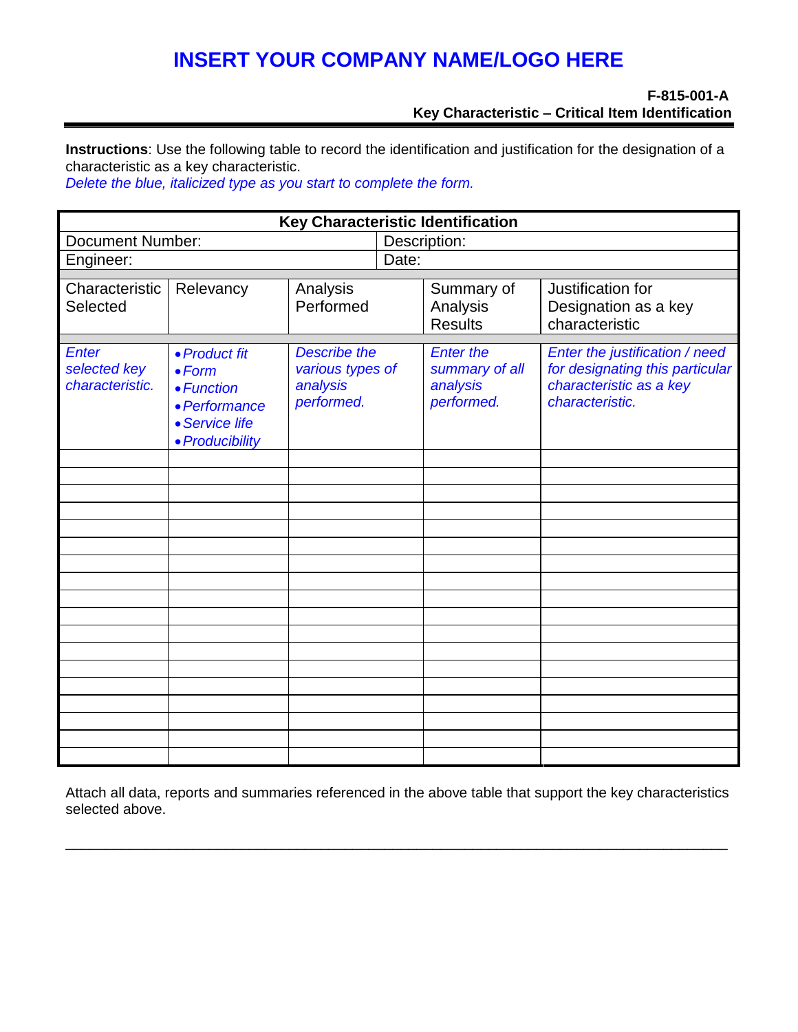# INSERT YOUR COMPANY NAME/LOGO HERE

**F-815-001-A**
**Key Characteristic – Critical Item Identification**

**Instructions**: Use the following table to record the identification and justification for the designation of a characteristic as a key characteristic.
*Delete the blue, italicized type as you start to complete the form.*

**Key Characteristic Identification**

| | |
|---|---|
| Document Number: | Description: |
| Engineer: | Date: |

| Characteristic Selected | Relevancy | Analysis Performed | Summary of Analysis Results | Justification for Designation as a key characteristic |
|---|---|---|---|---|
| *Enter selected key characteristic.* | • *Product fit*<br>• *Form*<br>• *Function*<br>• *Performance*<br>• *Service life*<br>• *Producibility* | *Describe the various types of analysis performed.* | *Enter the summary of all analysis performed.* | *Enter the justification / need for designating this particular characteristic as a key characteristic.* |
| | | | | |
| | | | | |
| | | | | |
| | | | | |
| | | | | |
| | | | | |
| | | | | |
| | | | | |
| | | | | |
| | | | | |
| | | | | |
| | | | | |
| | | | | |
| | | | | |
| | | | | |
| | | | | |
| | | | | |
| | | | | |

Attach all data, reports and summaries referenced in the above table that support the key characteristics selected above.